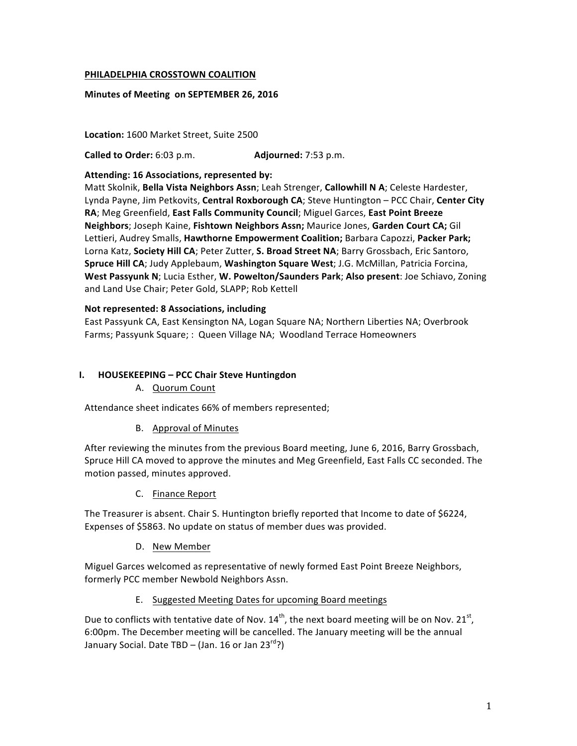**PHILADELPHIA CROSSTOWN COALITION**

**Minutes of Meeting on SEPTEMBER 26, 2016**

**Location:** 1600 Market Street, Suite 2500

**Called to Order:** 6:03 p.m. **Adjourned:** 7:53 p.m.

**Attending: 16 Associations, represented by:**
Matt Skolnik, **Bella Vista Neighbors Assn**; Leah Strenger, **Callowhill N A**; Celeste Hardester, Lynda Payne, Jim Petkovits, **Central Roxborough CA**; Steve Huntington – PCC Chair, **Center City RA**; Meg Greenfield, **East Falls Community Council**; Miguel Garces, **East Point Breeze Neighbors**; Joseph Kaine, **Fishtown Neighbors Assn;** Maurice Jones, **Garden Court CA;** Gil Lettieri, Audrey Smalls, **Hawthorne Empowerment Coalition;** Barbara Capozzi, **Packer Park;** Lorna Katz, **Society Hill CA**; Peter Zutter, **S. Broad Street NA**; Barry Grossbach, Eric Santoro, **Spruce Hill CA**; Judy Applebaum, **Washington Square West**; J.G. McMillan, Patricia Forcina, **West Passyunk N**; Lucia Esther, **W. Powelton/Saunders Park**; **Also present**: Joe Schiavo, Zoning and Land Use Chair; Peter Gold, SLAPP; Rob Kettell

**Not represented: 8 Associations, including**
East Passyunk CA, East Kensington NA, Logan Square NA; Northern Liberties NA; Overbrook Farms; Passyunk Square; : Queen Village NA; Woodland Terrace Homeowners

## I. HOUSEKEEPING – PCC Chair Steve Huntingdon

### A. Quorum Count

Attendance sheet indicates 66% of members represented;

### B. Approval of Minutes

After reviewing the minutes from the previous Board meeting, June 6, 2016, Barry Grossbach, Spruce Hill CA moved to approve the minutes and Meg Greenfield, East Falls CC seconded. The motion passed, minutes approved.

### C. Finance Report

The Treasurer is absent. Chair S. Huntington briefly reported that Income to date of $6224, Expenses of $5863. No update on status of member dues was provided.

### D. New Member

Miguel Garces welcomed as representative of newly formed East Point Breeze Neighbors, formerly PCC member Newbold Neighbors Assn.

### E. Suggested Meeting Dates for upcoming Board meetings

Due to conflicts with tentative date of Nov. 14th, the next board meeting will be on Nov. 21st, 6:00pm. The December meeting will be cancelled. The January meeting will be the annual January Social. Date TBD – (Jan. 16 or Jan 23rd?)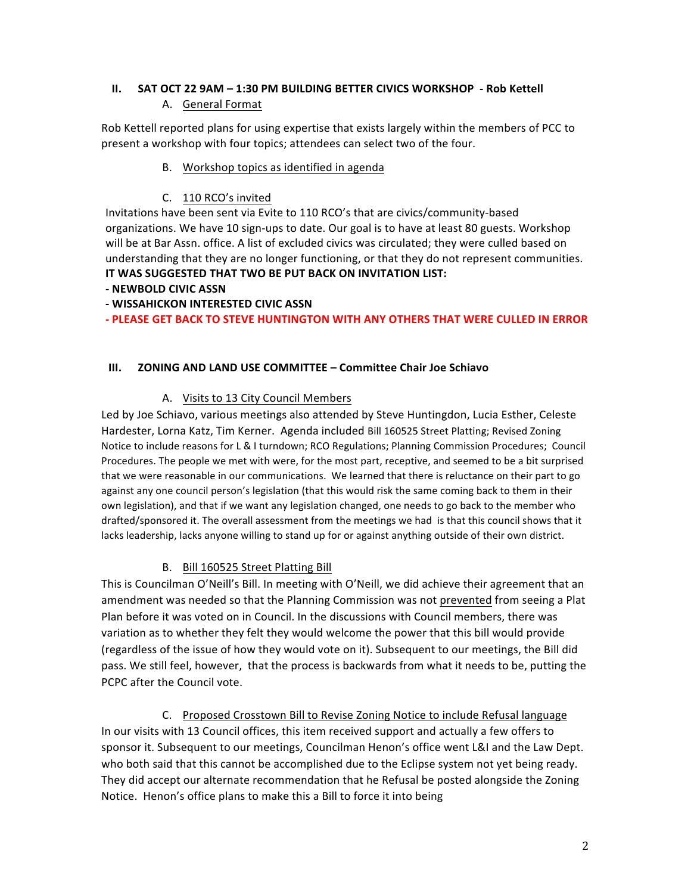## II. SAT OCT 22 9AM – 1:30 PM BUILDING BETTER CIVICS WORKSHOP - Rob Kettell

### A. General Format

Rob Kettell reported plans for using expertise that exists largely within the members of PCC to present a workshop with four topics; attendees can select two of the four.

### B. Workshop topics as identified in agenda

### C. 110 RCO's invited

Invitations have been sent via Evite to 110 RCO's that are civics/community-based organizations. We have 10 sign-ups to date. Our goal is to have at least 80 guests. Workshop will be at Bar Assn. office. A list of excluded civics was circulated; they were culled based on understanding that they are no longer functioning, or that they do not represent communities.

**IT WAS SUGGESTED THAT TWO BE PUT BACK ON INVITATION LIST:**

**- NEWBOLD CIVIC ASSN**

**- WISSAHICKON INTERESTED CIVIC ASSN**

**- PLEASE GET BACK TO STEVE HUNTINGTON WITH ANY OTHERS THAT WERE CULLED IN ERROR**

## III. ZONING AND LAND USE COMMITTEE – Committee Chair Joe Schiavo

### A. Visits to 13 City Council Members

Led by Joe Schiavo, various meetings also attended by Steve Huntingdon, Lucia Esther, Celeste Hardester, Lorna Katz, Tim Kerner. Agenda included Bill 160525 Street Platting; Revised Zoning Notice to include reasons for L & I turndown; RCO Regulations; Planning Commission Procedures; Council Procedures. The people we met with were, for the most part, receptive, and seemed to be a bit surprised that we were reasonable in our communications. We learned that there is reluctance on their part to go against any one council person's legislation (that this would risk the same coming back to them in their own legislation), and that if we want any legislation changed, one needs to go back to the member who drafted/sponsored it. The overall assessment from the meetings we had is that this council shows that it lacks leadership, lacks anyone willing to stand up for or against anything outside of their own district.

### B. Bill 160525 Street Platting Bill

This is Councilman O'Neill's Bill. In meeting with O'Neill, we did achieve their agreement that an amendment was needed so that the Planning Commission was not prevented from seeing a Plat Plan before it was voted on in Council. In the discussions with Council members, there was variation as to whether they felt they would welcome the power that this bill would provide (regardless of the issue of how they would vote on it). Subsequent to our meetings, the Bill did pass. We still feel, however, that the process is backwards from what it needs to be, putting the PCPC after the Council vote.

### C. Proposed Crosstown Bill to Revise Zoning Notice to include Refusal language

In our visits with 13 Council offices, this item received support and actually a few offers to sponsor it. Subsequent to our meetings, Councilman Henon's office went L&I and the Law Dept. who both said that this cannot be accomplished due to the Eclipse system not yet being ready. They did accept our alternate recommendation that he Refusal be posted alongside the Zoning Notice. Henon's office plans to make this a Bill to force it into being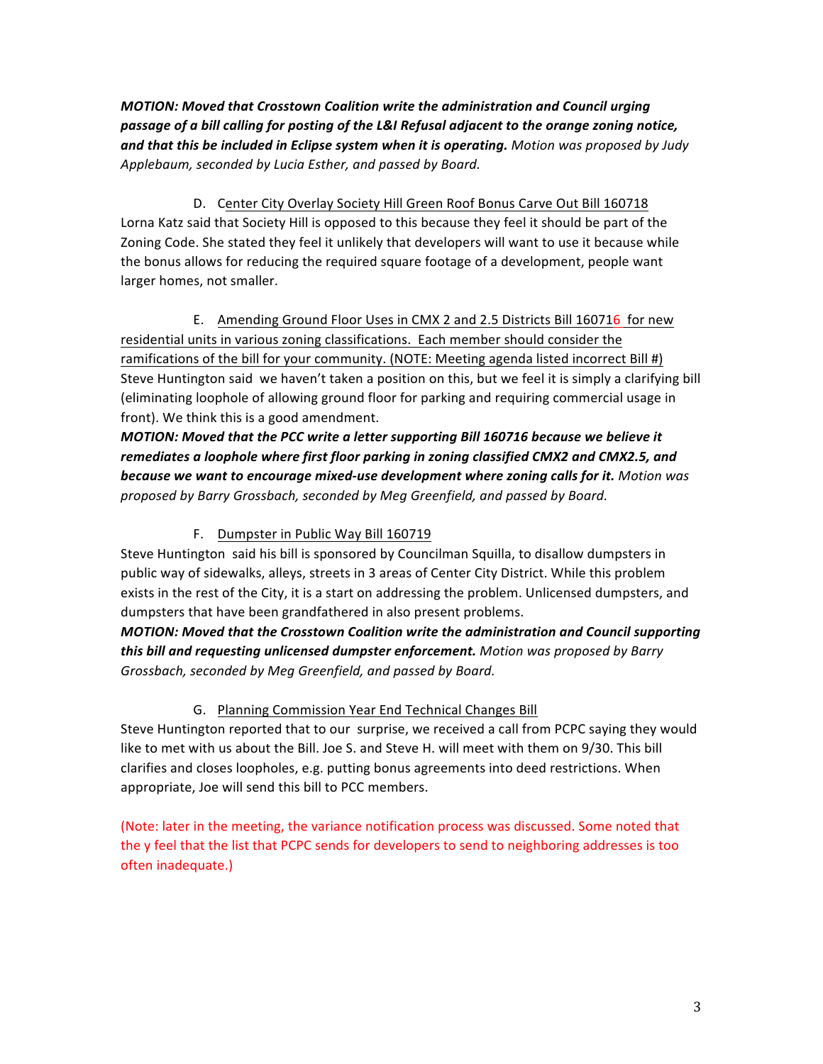***MOTION: Moved that Crosstown Coalition write the administration and Council urging passage of a bill calling for posting of the L&I Refusal adjacent to the orange zoning notice, and that this be included in Eclipse system when it is operating.*** *Motion was proposed by Judy Applebaum, seconded by Lucia Esther, and passed by Board.*

D. Center City Overlay Society Hill Green Roof Bonus Carve Out Bill 160718

Lorna Katz said that Society Hill is opposed to this because they feel it should be part of the Zoning Code. She stated they feel it unlikely that developers will want to use it because while the bonus allows for reducing the required square footage of a development, people want larger homes, not smaller.

E. Amending Ground Floor Uses in CMX 2 and 2.5 Districts Bill 160716 for new residential units in various zoning classifications. Each member should consider the ramifications of the bill for your community. (NOTE: Meeting agenda listed incorrect Bill #)

Steve Huntington said we haven't taken a position on this, but we feel it is simply a clarifying bill (eliminating loophole of allowing ground floor for parking and requiring commercial usage in front). We think this is a good amendment.

***MOTION: Moved that the PCC write a letter supporting Bill 160716 because we believe it remediates a loophole where first floor parking in zoning classified CMX2 and CMX2.5, and because we want to encourage mixed-use development where zoning calls for it.*** *Motion was proposed by Barry Grossbach, seconded by Meg Greenfield, and passed by Board.*

F. Dumpster in Public Way Bill 160719

Steve Huntington said his bill is sponsored by Councilman Squilla, to disallow dumpsters in public way of sidewalks, alleys, streets in 3 areas of Center City District. While this problem exists in the rest of the City, it is a start on addressing the problem. Unlicensed dumpsters, and dumpsters that have been grandfathered in also present problems.

***MOTION: Moved that the Crosstown Coalition write the administration and Council supporting this bill and requesting unlicensed dumpster enforcement.*** *Motion was proposed by Barry Grossbach, seconded by Meg Greenfield, and passed by Board.*

G. Planning Commission Year End Technical Changes Bill

Steve Huntington reported that to our surprise, we received a call from PCPC saying they would like to met with us about the Bill. Joe S. and Steve H. will meet with them on 9/30. This bill clarifies and closes loopholes, e.g. putting bonus agreements into deed restrictions. When appropriate, Joe will send this bill to PCC members.

(Note: later in the meeting, the variance notification process was discussed. Some noted that the y feel that the list that PCPC sends for developers to send to neighboring addresses is too often inadequate.)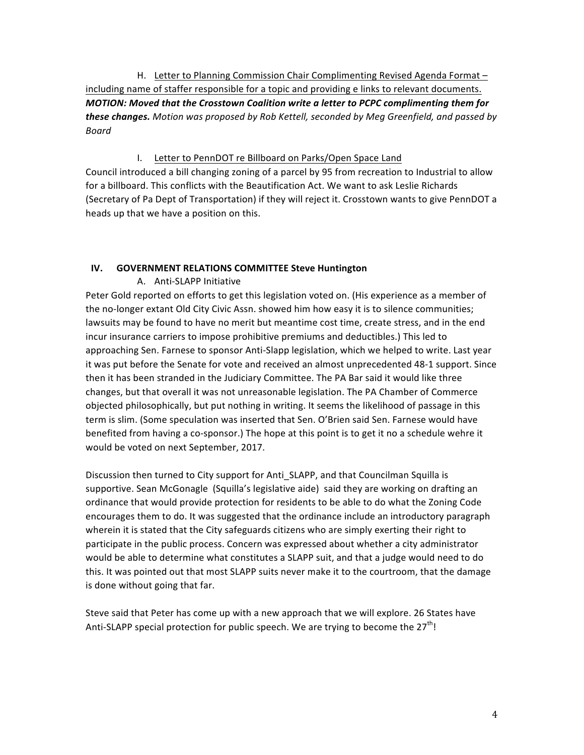H. <u>Letter to Planning Commission Chair Complimenting Revised Agenda Format – including name of staffer responsible for a topic and providing e links to relevant documents.</u>
***MOTION: Moved that the Crosstown Coalition write a letter to PCPC complimenting them for these changes.*** *Motion was proposed by Rob Kettell, seconded by Meg Greenfield, and passed by Board*

I. <u>Letter to PennDOT re Billboard on Parks/Open Space Land</u>

Council introduced a bill changing zoning of a parcel by 95 from recreation to Industrial to allow for a billboard. This conflicts with the Beautification Act. We want to ask Leslie Richards (Secretary of Pa Dept of Transportation) if they will reject it. Crosstown wants to give PennDOT a heads up that we have a position on this.

## IV. GOVERNMENT RELATIONS COMMITTEE Steve Huntington

A. Anti-SLAPP Initiative

Peter Gold reported on efforts to get this legislation voted on. (His experience as a member of the no-longer extant Old City Civic Assn. showed him how easy it is to silence communities; lawsuits may be found to have no merit but meantime cost time, create stress, and in the end incur insurance carriers to impose prohibitive premiums and deductibles.) This led to approaching Sen. Farnese to sponsor Anti-Slapp legislation, which we helped to write. Last year it was put before the Senate for vote and received an almost unprecedented 48-1 support. Since then it has been stranded in the Judiciary Committee. The PA Bar said it would like three changes, but that overall it was not unreasonable legislation. The PA Chamber of Commerce objected philosophically, but put nothing in writing. It seems the likelihood of passage in this term is slim. (Some speculation was inserted that Sen. O'Brien said Sen. Farnese would have benefited from having a co-sponsor.) The hope at this point is to get it no a schedule wehre it would be voted on next September, 2017.

Discussion then turned to City support for Anti_SLAPP, and that Councilman Squilla is supportive. Sean McGonagle (Squilla's legislative aide) said they are working on drafting an ordinance that would provide protection for residents to be able to do what the Zoning Code encourages them to do. It was suggested that the ordinance include an introductory paragraph wherein it is stated that the City safeguards citizens who are simply exerting their right to participate in the public process. Concern was expressed about whether a city administrator would be able to determine what constitutes a SLAPP suit, and that a judge would need to do this. It was pointed out that most SLAPP suits never make it to the courtroom, that the damage is done without going that far.

Steve said that Peter has come up with a new approach that we will explore. 26 States have Anti-SLAPP special protection for public speech. We are trying to become the 27th!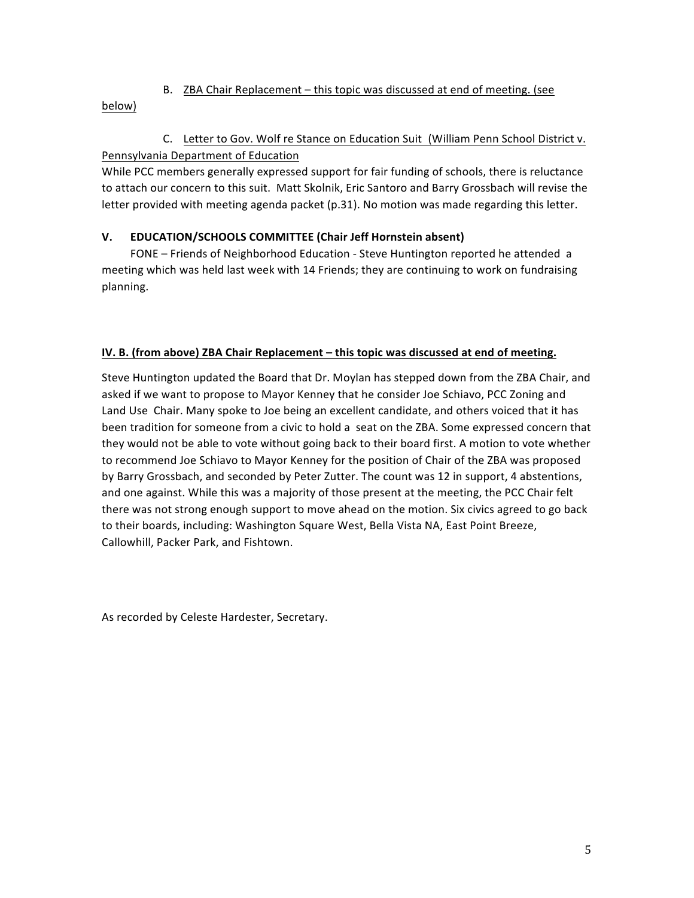B. <u>ZBA Chair Replacement – this topic was discussed at end of meeting. (see below)</u>

C. <u>Letter to Gov. Wolf re Stance on Education Suit (William Penn School District v. Pennsylvania Department of Education</u>

While PCC members generally expressed support for fair funding of schools, there is reluctance to attach our concern to this suit. Matt Skolnik, Eric Santoro and Barry Grossbach will revise the letter provided with meeting agenda packet (p.31). No motion was made regarding this letter.

## V. EDUCATION/SCHOOLS COMMITTEE (Chair Jeff Hornstein absent)

FONE – Friends of Neighborhood Education - Steve Huntington reported he attended a meeting which was held last week with 14 Friends; they are continuing to work on fundraising planning.

**<u>IV. B. (from above) ZBA Chair Replacement – this topic was discussed at end of meeting.</u>**

Steve Huntington updated the Board that Dr. Moylan has stepped down from the ZBA Chair, and asked if we want to propose to Mayor Kenney that he consider Joe Schiavo, PCC Zoning and Land Use Chair. Many spoke to Joe being an excellent candidate, and others voiced that it has been tradition for someone from a civic to hold a seat on the ZBA. Some expressed concern that they would not be able to vote without going back to their board first. A motion to vote whether to recommend Joe Schiavo to Mayor Kenney for the position of Chair of the ZBA was proposed by Barry Grossbach, and seconded by Peter Zutter. The count was 12 in support, 4 abstentions, and one against. While this was a majority of those present at the meeting, the PCC Chair felt there was not strong enough support to move ahead on the motion. Six civics agreed to go back to their boards, including: Washington Square West, Bella Vista NA, East Point Breeze, Callowhill, Packer Park, and Fishtown.

As recorded by Celeste Hardester, Secretary.